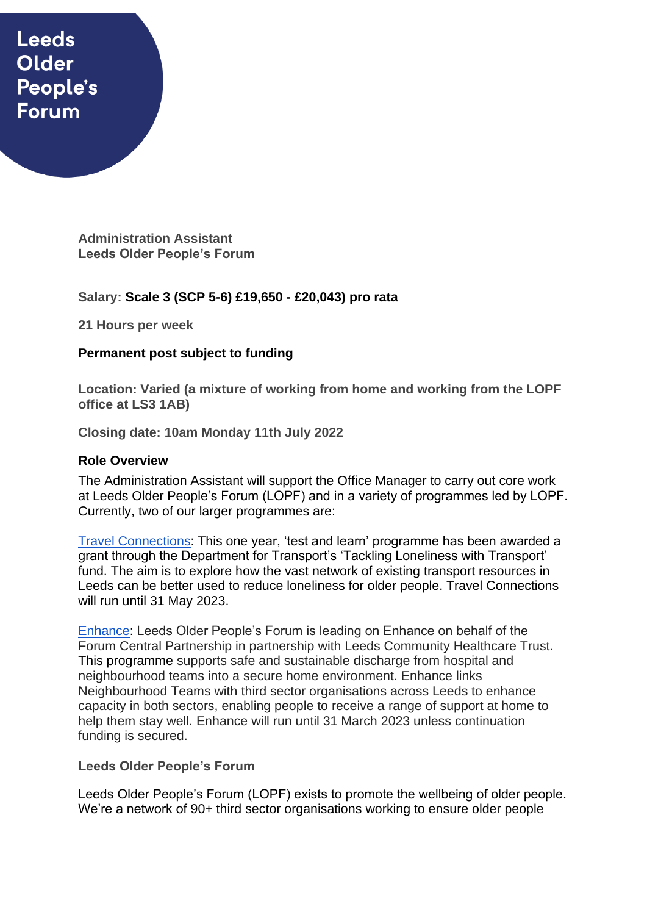Leeds Older People's Forum

**Administration Assistant**
**Leeds Older People's Forum**

**Salary: Scale 3 (SCP 5-6) £19,650 - £20,043) pro rata**

**21 Hours per week**

**Permanent post subject to funding**

**Location: Varied (a mixture of working from home and working from the LOPF office at LS3 1AB)**

**Closing date: 10am Monday 11th July 2022**

## Role Overview

The Administration Assistant will support the Office Manager to carry out core work at Leeds Older People's Forum (LOPF) and in a variety of programmes led by LOPF. Currently, two of our larger programmes are:

Travel Connections: This one year, 'test and learn' programme has been awarded a grant through the Department for Transport's 'Tackling Loneliness with Transport' fund. The aim is to explore how the vast network of existing transport resources in Leeds can be better used to reduce loneliness for older people. Travel Connections will run until 31 May 2023.

Enhance: Leeds Older People's Forum is leading on Enhance on behalf of the Forum Central Partnership in partnership with Leeds Community Healthcare Trust. This programme supports safe and sustainable discharge from hospital and neighbourhood teams into a secure home environment. Enhance links Neighbourhood Teams with third sector organisations across Leeds to enhance capacity in both sectors, enabling people to receive a range of support at home to help them stay well. Enhance will run until 31 March 2023 unless continuation funding is secured.

## Leeds Older People's Forum

Leeds Older People's Forum (LOPF) exists to promote the wellbeing of older people. We're a network of 90+ third sector organisations working to ensure older people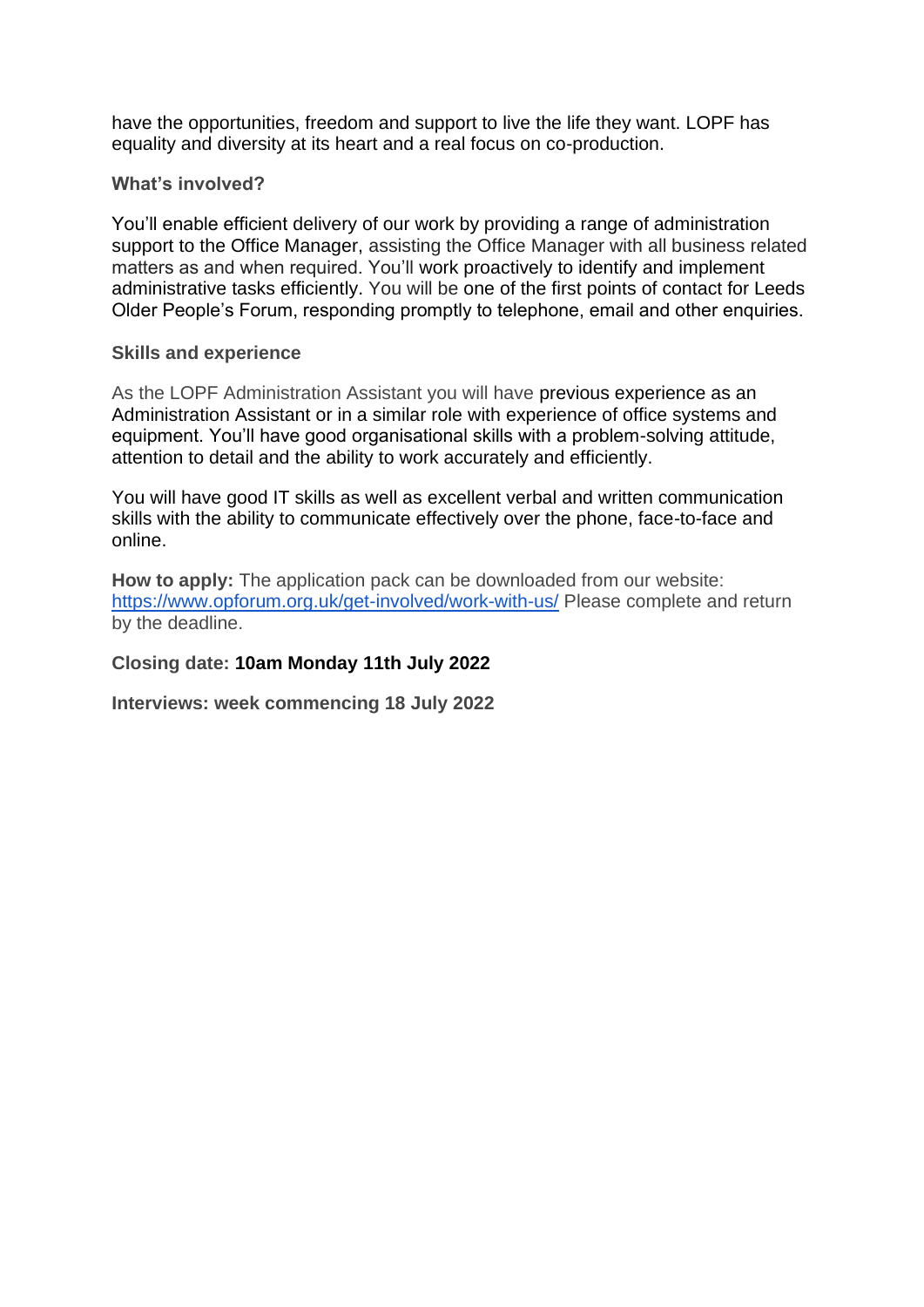have the opportunities, freedom and support to live the life they want. LOPF has equality and diversity at its heart and a real focus on co-production.

**What's involved?**

You'll enable efficient delivery of our work by providing a range of administration support to the Office Manager, assisting the Office Manager with all business related matters as and when required. You'll work proactively to identify and implement administrative tasks efficiently. You will be one of the first points of contact for Leeds Older People's Forum, responding promptly to telephone, email and other enquiries.

**Skills and experience**

As the LOPF Administration Assistant you will have previous experience as an Administration Assistant or in a similar role with experience of office systems and equipment. You'll have good organisational skills with a problem-solving attitude, attention to detail and the ability to work accurately and efficiently.

You will have good IT skills as well as excellent verbal and written communication skills with the ability to communicate effectively over the phone, face-to-face and online.

**How to apply:** The application pack can be downloaded from our website: https://www.opforum.org.uk/get-involved/work-with-us/ Please complete and return by the deadline.

**Closing date: 10am Monday 11th July 2022**

**Interviews: week commencing 18 July 2022**